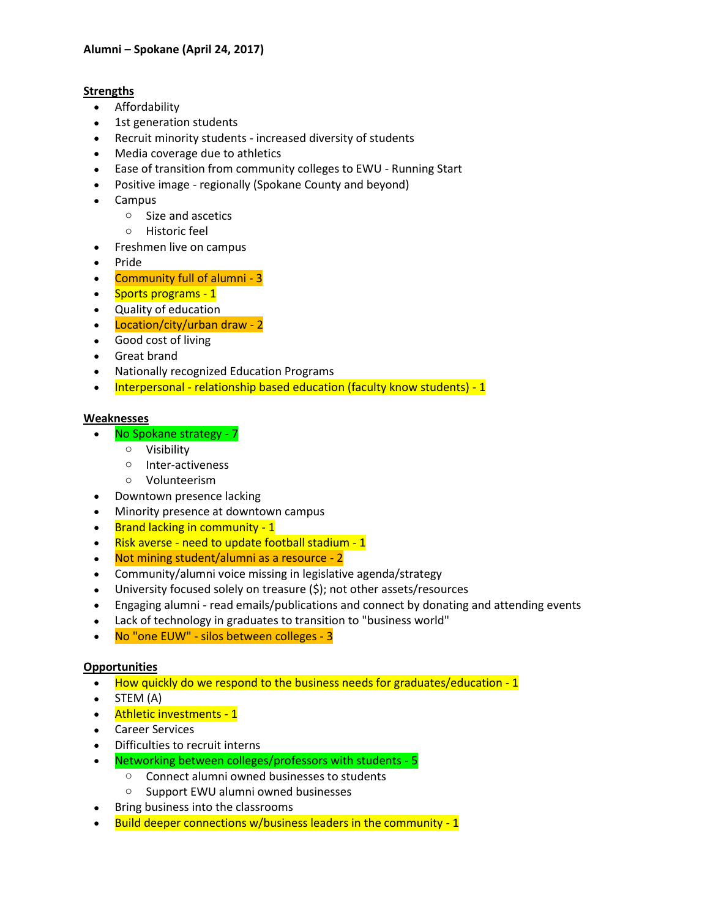**Alumni – Spokane (April 24, 2017)**

**Strengths**

- Affordability
- 1st generation students
- Recruit minority students - increased diversity of students
- Media coverage due to athletics
- Ease of transition from community colleges to EWU - Running Start
- Positive image - regionally (Spokane County and beyond)
- Campus
    - Size and ascetics
    - Historic feel
- Freshmen live on campus
- Pride
- Community full of alumni - 3
- Sports programs - 1
- Quality of education
- Location/city/urban draw - 2
- Good cost of living
- Great brand
- Nationally recognized Education Programs
- Interpersonal - relationship based education (faculty know students) - 1

**Weaknesses**

- No Spokane strategy - 7
    - Visibility
    - Inter-activeness
    - Volunteerism
- Downtown presence lacking
- Minority presence at downtown campus
- Brand lacking in community - 1
- Risk averse - need to update football stadium - 1
- Not mining student/alumni as a resource - 2
- Community/alumni voice missing in legislative agenda/strategy
- University focused solely on treasure ($); not other assets/resources
- Engaging alumni - read emails/publications and connect by donating and attending events
- Lack of technology in graduates to transition to "business world"
- No "one EUW" - silos between colleges - 3

**Opportunities**

- How quickly do we respond to the business needs for graduates/education - 1
- STEM (A)
- Athletic investments - 1
- Career Services
- Difficulties to recruit interns
- Networking between colleges/professors with students - 5
    - Connect alumni owned businesses to students
    - Support EWU alumni owned businesses
- Bring business into the classrooms
- Build deeper connections w/business leaders in the community - 1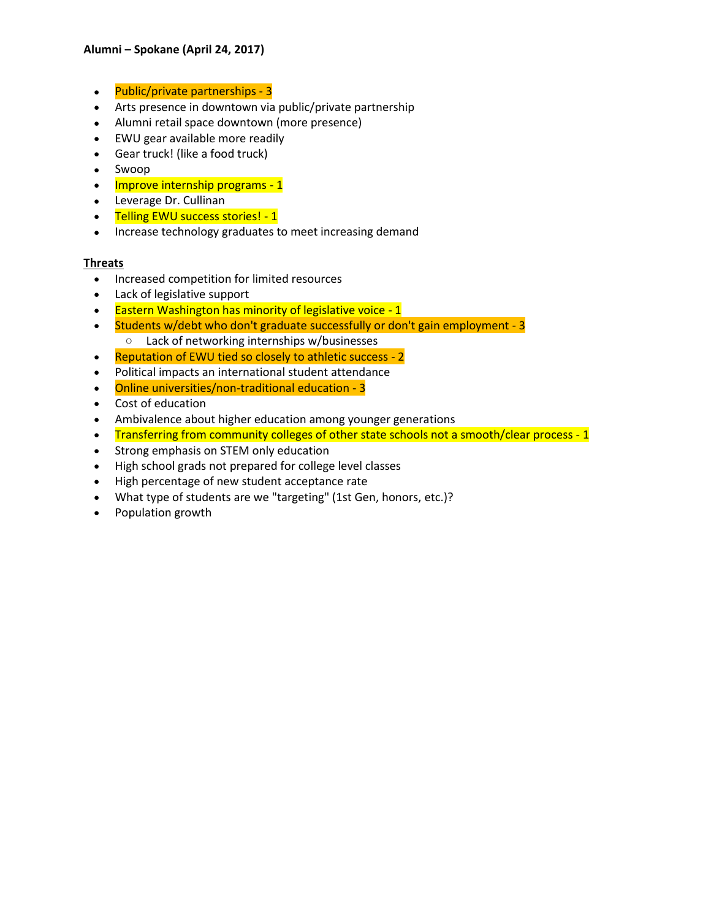**Alumni – Spokane (April 24, 2017)**

- Public/private partnerships - 3
- Arts presence in downtown via public/private partnership
- Alumni retail space downtown (more presence)
- EWU gear available more readily
- Gear truck! (like a food truck)
- Swoop
- Improve internship programs - 1
- Leverage Dr. Cullinan
- Telling EWU success stories! - 1
- Increase technology graduates to meet increasing demand

**Threats**

- Increased competition for limited resources
- Lack of legislative support
- Eastern Washington has minority of legislative voice - 1
- Students w/debt who don't graduate successfully or don't gain employment - 3
  - Lack of networking internships w/businesses
- Reputation of EWU tied so closely to athletic success - 2
- Political impacts an international student attendance
- Online universities/non-traditional education - 3
- Cost of education
- Ambivalence about higher education among younger generations
- Transferring from community colleges of other state schools not a smooth/clear process - 1
- Strong emphasis on STEM only education
- High school grads not prepared for college level classes
- High percentage of new student acceptance rate
- What type of students are we "targeting" (1st Gen, honors, etc.)?
- Population growth